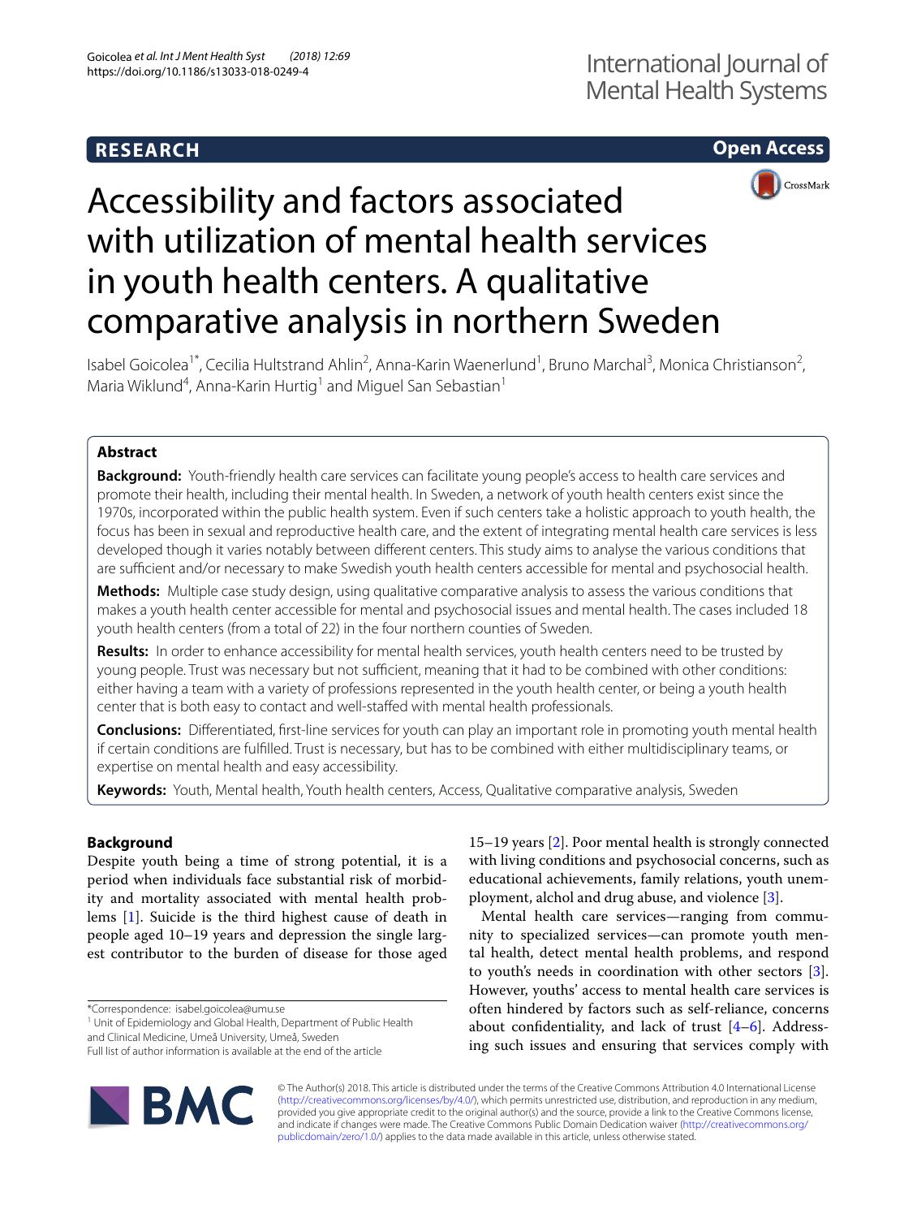**RESEARCH**

**Open Access**

# Accessibility and factors associated with utilization of mental health services in youth health centers. A qualitative comparative analysis in northern Sweden

Isabel Goicolea[1*], Cecilia Hultstrand Ahlin[2], Anna-Karin Waenerlund[1], Bruno Marchal[3], Monica Christianson[2], Maria Wiklund[4], Anna-Karin Hurtig[1] and Miguel San Sebastian[1]

## Abstract

**Background:** Youth-friendly health care services can facilitate young people's access to health care services and promote their health, including their mental health. In Sweden, a network of youth health centers exist since the 1970s, incorporated within the public health system. Even if such centers take a holistic approach to youth health, the focus has been in sexual and reproductive health care, and the extent of integrating mental health care services is less developed though it varies notably between different centers. This study aims to analyse the various conditions that are sufficient and/or necessary to make Swedish youth health centers accessible for mental and psychosocial health.

**Methods:** Multiple case study design, using qualitative comparative analysis to assess the various conditions that makes a youth health center accessible for mental and psychosocial issues and mental health. The cases included 18 youth health centers (from a total of 22) in the four northern counties of Sweden.

**Results:** In order to enhance accessibility for mental health services, youth health centers need to be trusted by young people. Trust was necessary but not sufficient, meaning that it had to be combined with other conditions: either having a team with a variety of professions represented in the youth health center, or being a youth health center that is both easy to contact and well-staffed with mental health professionals.

**Conclusions:** Differentiated, first-line services for youth can play an important role in promoting youth mental health if certain conditions are fulfilled. Trust is necessary, but has to be combined with either multidisciplinary teams, or expertise on mental health and easy accessibility.

**Keywords:** Youth, Mental health, Youth health centers, Access, Qualitative comparative analysis, Sweden

## Background

Despite youth being a time of strong potential, it is a period when individuals face substantial risk of morbidity and mortality associated with mental health problems [1]. Suicide is the third highest cause of death in people aged 10–19 years and depression the single largest contributor to the burden of disease for those aged 15–19 years [2]. Poor mental health is strongly connected with living conditions and psychosocial concerns, such as educational achievements, family relations, youth unemployment, alchol and drug abuse, and violence [3].

Mental health care services—ranging from community to specialized services—can promote youth mental health, detect mental health problems, and respond to youth's needs in coordination with other sectors [3]. However, youths' access to mental health care services is often hindered by factors such as self-reliance, concerns about confidentiality, and lack of trust [4–6]. Addressing such issues and ensuring that services comply with

*Correspondence: isabel.goicolea@umu.se
[1] Unit of Epidemiology and Global Health, Department of Public Health and Clinical Medicine, Umeå University, Umeå, Sweden
Full list of author information is available at the end of the article

© The Author(s) 2018. This article is distributed under the terms of the Creative Commons Attribution 4.0 International License (http://creativecommons.org/licenses/by/4.0/), which permits unrestricted use, distribution, and reproduction in any medium, provided you give appropriate credit to the original author(s) and the source, provide a link to the Creative Commons license, and indicate if changes were made. The Creative Commons Public Domain Dedication waiver (http://creativecommons.org/publicdomain/zero/1.0/) applies to the data made available in this article, unless otherwise stated.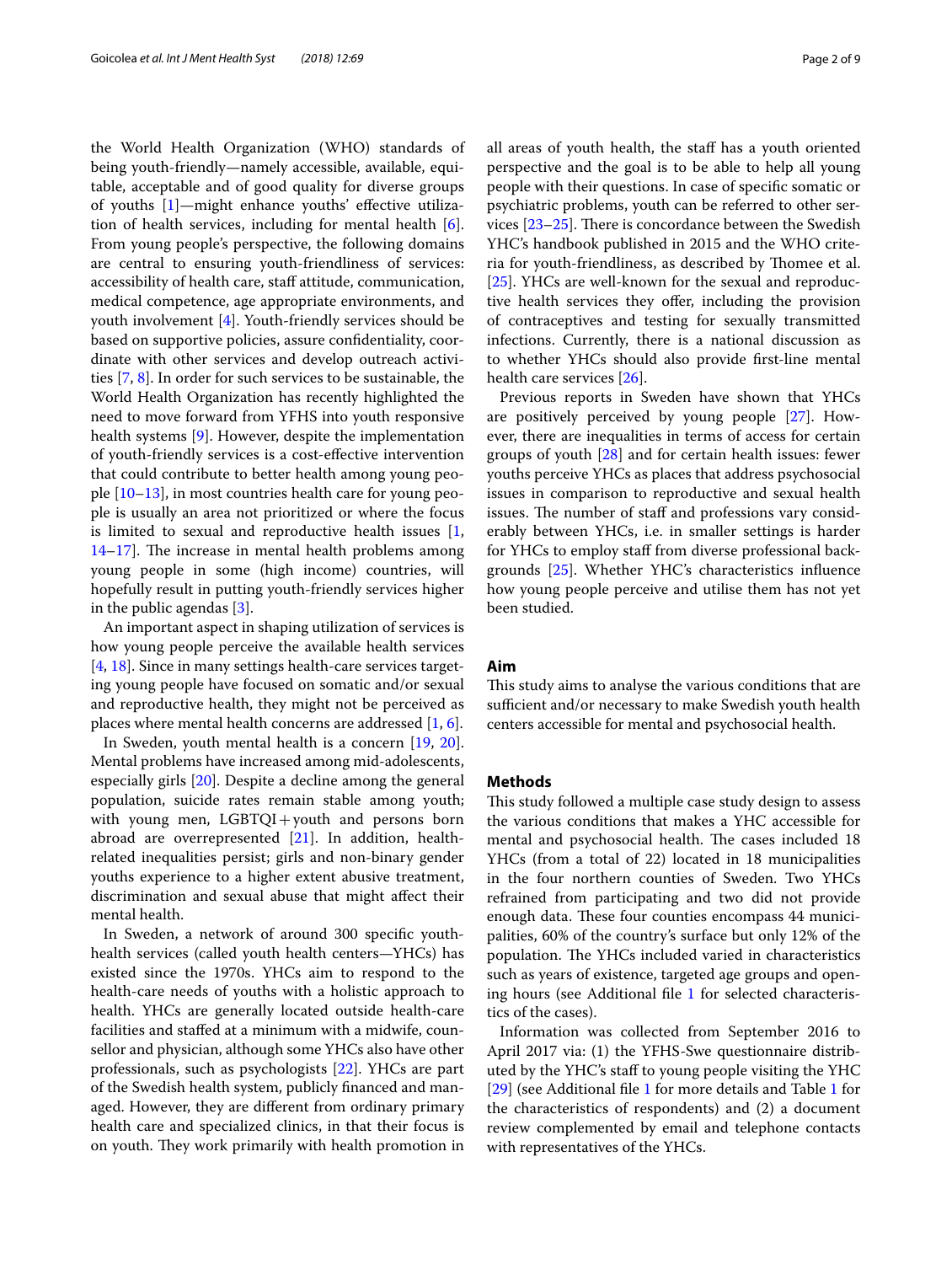the World Health Organization (WHO) standards of being youth-friendly—namely accessible, available, equitable, acceptable and of good quality for diverse groups of youths [1]—might enhance youths' effective utilization of health services, including for mental health [6]. From young people's perspective, the following domains are central to ensuring youth-friendliness of services: accessibility of health care, staff attitude, communication, medical competence, age appropriate environments, and youth involvement [4]. Youth-friendly services should be based on supportive policies, assure confidentiality, coordinate with other services and develop outreach activities [7, 8]. In order for such services to be sustainable, the World Health Organization has recently highlighted the need to move forward from YFHS into youth responsive health systems [9]. However, despite the implementation of youth-friendly services is a cost-effective intervention that could contribute to better health among young people [10–13], in most countries health care for young people is usually an area not prioritized or where the focus is limited to sexual and reproductive health issues [1, 14–17]. The increase in mental health problems among young people in some (high income) countries, will hopefully result in putting youth-friendly services higher in the public agendas [3].

An important aspect in shaping utilization of services is how young people perceive the available health services [4, 18]. Since in many settings health-care services targeting young people have focused on somatic and/or sexual and reproductive health, they might not be perceived as places where mental health concerns are addressed [1, 6].

In Sweden, youth mental health is a concern [19, 20]. Mental problems have increased among mid-adolescents, especially girls [20]. Despite a decline among the general population, suicide rates remain stable among youth; with young men, LGBTQI+youth and persons born abroad are overrepresented [21]. In addition, health-related inequalities persist; girls and non-binary gender youths experience to a higher extent abusive treatment, discrimination and sexual abuse that might affect their mental health.

In Sweden, a network of around 300 specific youth-health services (called youth health centers—YHCs) has existed since the 1970s. YHCs aim to respond to the health-care needs of youths with a holistic approach to health. YHCs are generally located outside health-care facilities and staffed at a minimum with a midwife, counsellor and physician, although some YHCs also have other professionals, such as psychologists [22]. YHCs are part of the Swedish health system, publicly financed and managed. However, they are different from ordinary primary health care and specialized clinics, in that their focus is on youth. They work primarily with health promotion in all areas of youth health, the staff has a youth oriented perspective and the goal is to be able to help all young people with their questions. In case of specific somatic or psychiatric problems, youth can be referred to other services [23–25]. There is concordance between the Swedish YHC's handbook published in 2015 and the WHO criteria for youth-friendliness, as described by Thomee et al. [25]. YHCs are well-known for the sexual and reproductive health services they offer, including the provision of contraceptives and testing for sexually transmitted infections. Currently, there is a national discussion as to whether YHCs should also provide first-line mental health care services [26].

Previous reports in Sweden have shown that YHCs are positively perceived by young people [27]. However, there are inequalities in terms of access for certain groups of youth [28] and for certain health issues: fewer youths perceive YHCs as places that address psychosocial issues in comparison to reproductive and sexual health issues. The number of staff and professions vary considerably between YHCs, i.e. in smaller settings is harder for YHCs to employ staff from diverse professional backgrounds [25]. Whether YHC's characteristics influence how young people perceive and utilise them has not yet been studied.

## Aim

This study aims to analyse the various conditions that are sufficient and/or necessary to make Swedish youth health centers accessible for mental and psychosocial health.

## Methods

This study followed a multiple case study design to assess the various conditions that makes a YHC accessible for mental and psychosocial health. The cases included 18 YHCs (from a total of 22) located in 18 municipalities in the four northern counties of Sweden. Two YHCs refrained from participating and two did not provide enough data. These four counties encompass 44 municipalities, 60% of the country's surface but only 12% of the population. The YHCs included varied in characteristics such as years of existence, targeted age groups and opening hours (see Additional file 1 for selected characteristics of the cases).

Information was collected from September 2016 to April 2017 via: (1) the YFHS-Swe questionnaire distributed by the YHC's staff to young people visiting the YHC [29] (see Additional file 1 for more details and Table 1 for the characteristics of respondents) and (2) a document review complemented by email and telephone contacts with representatives of the YHCs.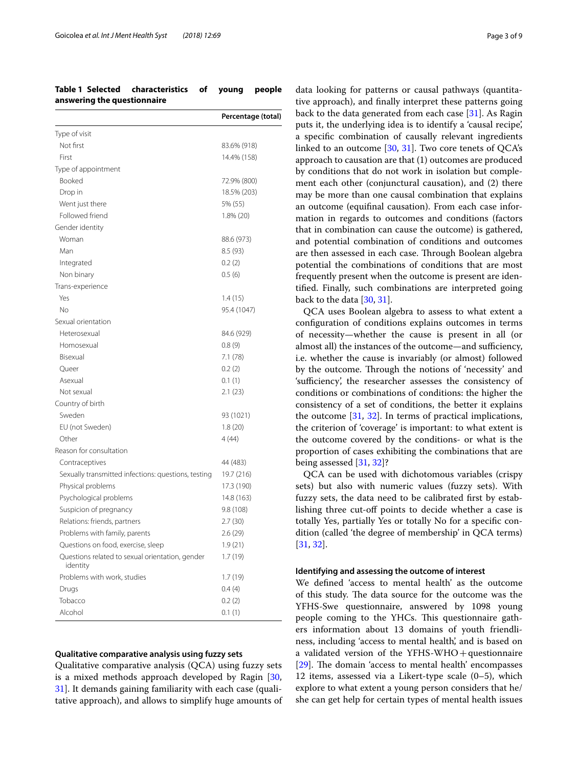**Table 1 Selected characteristics of young people answering the questionnaire**

| | Percentage (total) |
|---|---|
| Type of visit | |
| Not first | 83.6% (918) |
| First | 14.4% (158) |
| Type of appointment | |
| Booked | 72.9% (800) |
| Drop in | 18.5% (203) |
| Went just there | 5% (55) |
| Followed friend | 1.8% (20) |
| Gender identity | |
| Woman | 88.6 (973) |
| Man | 8.5 (93) |
| Integrated | 0.2 (2) |
| Non binary | 0.5 (6) |
| Trans-experience | |
| Yes | 1.4 (15) |
| No | 95.4 (1047) |
| Sexual orientation | |
| Heterosexual | 84.6 (929) |
| Homosexual | 0.8 (9) |
| Bisexual | 7.1 (78) |
| Queer | 0.2 (2) |
| Asexual | 0.1 (1) |
| Not sexual | 2.1 (23) |
| Country of birth | |
| Sweden | 93 (1021) |
| EU (not Sweden) | 1.8 (20) |
| Other | 4 (44) |
| Reason for consultation | |
| Contraceptives | 44 (483) |
| Sexually transmitted infections: questions, testing | 19.7 (216) |
| Physical problems | 17.3 (190) |
| Psychological problems | 14.8 (163) |
| Suspicion of pregnancy | 9.8 (108) |
| Relations: friends, partners | 2.7 (30) |
| Problems with family, parents | 2.6 (29) |
| Questions on food, exercise, sleep | 1.9 (21) |
| Questions related to sexual orientation, gender identity | 1.7 (19) |
| Problems with work, studies | 1.7 (19) |
| Drugs | 0.4 (4) |
| Tobacco | 0.2 (2) |
| Alcohol | 0.1 (1) |

### Qualitative comparative analysis using fuzzy sets

Qualitative comparative analysis (QCA) using fuzzy sets is a mixed methods approach developed by Ragin [30, 31]. It demands gaining familiarity with each case (qualitative approach), and allows to simplify huge amounts of data looking for patterns or causal pathways (quantitative approach), and finally interpret these patterns going back to the data generated from each case [31]. As Ragin puts it, the underlying idea is to identify a 'causal recipe', a specific combination of causally relevant ingredients linked to an outcome [30, 31]. Two core tenets of QCA's approach to causation are that (1) outcomes are produced by conditions that do not work in isolation but complement each other (conjunctural causation), and (2) there may be more than one causal combination that explains an outcome (equifinal causation). From each case information in regards to outcomes and conditions (factors that in combination can cause the outcome) is gathered, and potential combination of conditions and outcomes are then assessed in each case. Through Boolean algebra potential the combinations of conditions that are most frequently present when the outcome is present are identified. Finally, such combinations are interpreted going back to the data [30, 31].

QCA uses Boolean algebra to assess to what extent a configuration of conditions explains outcomes in terms of necessity—whether the cause is present in all (or almost all) the instances of the outcome—and sufficiency, i.e. whether the cause is invariably (or almost) followed by the outcome. Through the notions of 'necessity' and 'sufficiency', the researcher assesses the consistency of conditions or combinations of conditions: the higher the consistency of a set of conditions, the better it explains the outcome [31, 32]. In terms of practical implications, the criterion of 'coverage' is important: to what extent is the outcome covered by the conditions- or what is the proportion of cases exhibiting the combinations that are being assessed [31, 32]?

QCA can be used with dichotomous variables (crispy sets) but also with numeric values (fuzzy sets). With fuzzy sets, the data need to be calibrated first by establishing three cut-off points to decide whether a case is totally Yes, partially Yes or totally No for a specific condition (called 'the degree of membership' in QCA terms) [31, 32].

### Identifying and assessing the outcome of interest

We defined 'access to mental health' as the outcome of this study. The data source for the outcome was the YFHS-Swe questionnaire, answered by 1098 young people coming to the YHCs. This questionnaire gathers information about 13 domains of youth friendliness, including 'access to mental health', and is based on a validated version of the YFHS-WHO + questionnaire [29]. The domain 'access to mental health' encompasses 12 items, assessed via a Likert-type scale (0–5), which explore to what extent a young person considers that he/she can get help for certain types of mental health issues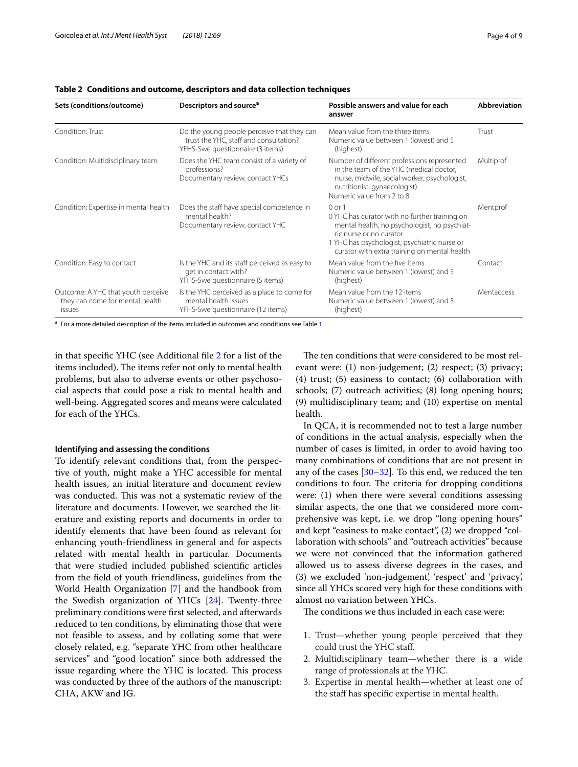**Table 2 Conditions and outcome, descriptors and data collection techniques**

| Sets (conditions/outcome) | Descriptors and source[a] | Possible answers and value for each answer | Abbreviation |
|---|---|---|---|
| Condition: Trust | Do the young people perceive that they can trust the YHC, staff and consultation? YFHS-Swe questionnaire (3 items) | Mean value from the three items Numeric value between 1 (lowest) and 5 (highest) | Trust |
| Condition: Multidisciplinary team | Does the YHC team consist of a variety of professions? Documentary review, contact YHCs | Number of different professions represented in the team of the YHC (medical doctor, nurse, midwife, social worker, psychologist, nutritionist, gynaecologist) Numeric value from 2 to 8 | Multiprof |
| Condition: Expertise in mental health | Does the staff have special competence in mental health? Documentary review, contact YHC | 0 or 1 0 YHC has curator with no further training on mental health, no psychologist, no psychiatric nurse or no curator 1 YHC has psychologist, psychiatric nurse or curator with extra training on mental health | Mentprof |
| Condition: Easy to contact | Is the YHC and its staff perceived as easy to get in contact with? YFHS-Swe questionnaire (5 items) | Mean value from the five items Numeric value between 1 (lowest) and 5 (highest) | Contact |
| Outcome: A YHC that youth perceive they can come for mental health issues | Is the YHC perceived as a place to come for mental health issues YFHS-Swe questionnaire (12 items) | Mean value from the 12 items Numeric value between 1 (lowest) and 5 (highest) | Mentaccess |

[a] For a more detailed description of the items included in outcomes and conditions see Table 1

in that specific YHC (see Additional file 2 for a list of the items included). The items refer not only to mental health problems, but also to adverse events or other psychosocial aspects that could pose a risk to mental health and well-being. Aggregated scores and means were calculated for each of the YHCs.

#### Identifying and assessing the conditions

To identify relevant conditions that, from the perspective of youth, might make a YHC accessible for mental health issues, an initial literature and document review was conducted. This was not a systematic review of the literature and documents. However, we searched the literature and existing reports and documents in order to identify elements that have been found as relevant for enhancing youth-friendliness in general and for aspects related with mental health in particular. Documents that were studied included published scientific articles from the field of youth friendliness, guidelines from the World Health Organization [7] and the handbook from the Swedish organization of YHCs [24]. Twenty-three preliminary conditions were first selected, and afterwards reduced to ten conditions, by eliminating those that were not feasible to assess, and by collating some that were closely related, e.g. "separate YHC from other healthcare services" and "good location" since both addressed the issue regarding where the YHC is located. This process was conducted by three of the authors of the manuscript: CHA, AKW and IG.

The ten conditions that were considered to be most relevant were: (1) non-judgement; (2) respect; (3) privacy; (4) trust; (5) easiness to contact; (6) collaboration with schools; (7) outreach activities; (8) long opening hours; (9) multidisciplinary team; and (10) expertise on mental health.

In QCA, it is recommended not to test a large number of conditions in the actual analysis, especially when the number of cases is limited, in order to avoid having too many combinations of conditions that are not present in any of the cases [30–32]. To this end, we reduced the ten conditions to four. The criteria for dropping conditions were: (1) when there were several conditions assessing similar aspects, the one that we considered more comprehensive was kept, i.e. we drop "long opening hours" and kept "easiness to make contact", (2) we dropped "collaboration with schools" and "outreach activities" because we were not convinced that the information gathered allowed us to assess diverse degrees in the cases, and (3) we excluded 'non-judgement', 'respect' and 'privacy', since all YHCs scored very high for these conditions with almost no variation between YHCs.

The conditions we thus included in each case were:

1. Trust—whether young people perceived that they could trust the YHC staff.
2. Multidisciplinary team—whether there is a wide range of professionals at the YHC.
3. Expertise in mental health—whether at least one of the staff has specific expertise in mental health.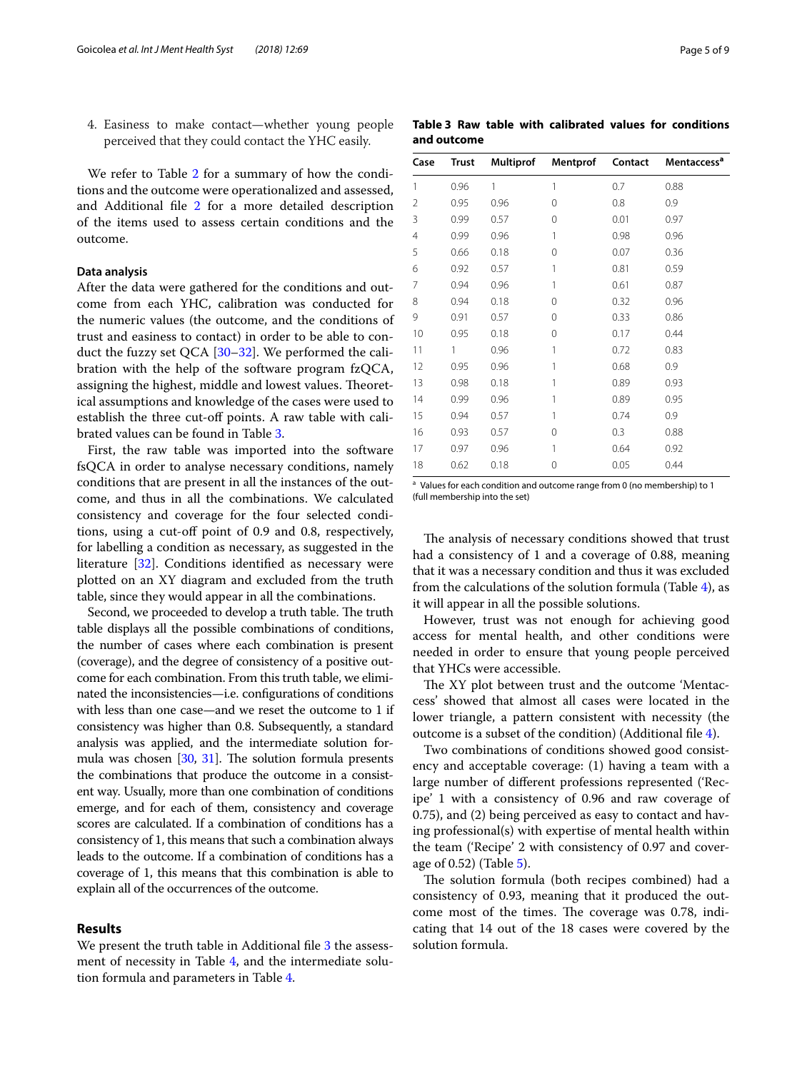4. Easiness to make contact—whether young people perceived that they could contact the YHC easily.

We refer to Table 2 for a summary of how the conditions and the outcome were operationalized and assessed, and Additional file 2 for a more detailed description of the items used to assess certain conditions and the outcome.

### Data analysis

After the data were gathered for the conditions and outcome from each YHC, calibration was conducted for the numeric values (the outcome, and the conditions of trust and easiness to contact) in order to be able to conduct the fuzzy set QCA [30–32]. We performed the calibration with the help of the software program fzQCA, assigning the highest, middle and lowest values. Theoretical assumptions and knowledge of the cases were used to establish the three cut-off points. A raw table with calibrated values can be found in Table 3.

First, the raw table was imported into the software fsQCA in order to analyse necessary conditions, namely conditions that are present in all the instances of the outcome, and thus in all the combinations. We calculated consistency and coverage for the four selected conditions, using a cut-off point of 0.9 and 0.8, respectively, for labelling a condition as necessary, as suggested in the literature [32]. Conditions identified as necessary were plotted on an XY diagram and excluded from the truth table, since they would appear in all the combinations.

Second, we proceeded to develop a truth table. The truth table displays all the possible combinations of conditions, the number of cases where each combination is present (coverage), and the degree of consistency of a positive outcome for each combination. From this truth table, we eliminated the inconsistencies—i.e. configurations of conditions with less than one case—and we reset the outcome to 1 if consistency was higher than 0.8. Subsequently, a standard analysis was applied, and the intermediate solution formula was chosen [30, 31]. The solution formula presents the combinations that produce the outcome in a consistent way. Usually, more than one combination of conditions emerge, and for each of them, consistency and coverage scores are calculated. If a combination of conditions has a consistency of 1, this means that such a combination always leads to the outcome. If a combination of conditions has a coverage of 1, this means that this combination is able to explain all of the occurrences of the outcome.

## Results

We present the truth table in Additional file 3 the assessment of necessity in Table 4, and the intermediate solution formula and parameters in Table 4.

**Table 3 Raw table with calibrated values for conditions and outcome**

| Case | Trust | Multiprof | Mentprof | Contact | Mentaccess[a] |
|---|---|---|---|---|---|
| 1 | 0.96 | 1 | 1 | 0.7 | 0.88 |
| 2 | 0.95 | 0.96 | 0 | 0.8 | 0.9 |
| 3 | 0.99 | 0.57 | 0 | 0.01 | 0.97 |
| 4 | 0.99 | 0.96 | 1 | 0.98 | 0.96 |
| 5 | 0.66 | 0.18 | 0 | 0.07 | 0.36 |
| 6 | 0.92 | 0.57 | 1 | 0.81 | 0.59 |
| 7 | 0.94 | 0.96 | 1 | 0.61 | 0.87 |
| 8 | 0.94 | 0.18 | 0 | 0.32 | 0.96 |
| 9 | 0.91 | 0.57 | 0 | 0.33 | 0.86 |
| 10 | 0.95 | 0.18 | 0 | 0.17 | 0.44 |
| 11 | 1 | 0.96 | 1 | 0.72 | 0.83 |
| 12 | 0.95 | 0.96 | 1 | 0.68 | 0.9 |
| 13 | 0.98 | 0.18 | 1 | 0.89 | 0.93 |
| 14 | 0.99 | 0.96 | 1 | 0.89 | 0.95 |
| 15 | 0.94 | 0.57 | 1 | 0.74 | 0.9 |
| 16 | 0.93 | 0.57 | 0 | 0.3 | 0.88 |
| 17 | 0.97 | 0.96 | 1 | 0.64 | 0.92 |
| 18 | 0.62 | 0.18 | 0 | 0.05 | 0.44 |

[a] Values for each condition and outcome range from 0 (no membership) to 1 (full membership into the set)

The analysis of necessary conditions showed that trust had a consistency of 1 and a coverage of 0.88, meaning that it was a necessary condition and thus it was excluded from the calculations of the solution formula (Table 4), as it will appear in all the possible solutions.

However, trust was not enough for achieving good access for mental health, and other conditions were needed in order to ensure that young people perceived that YHCs were accessible.

The XY plot between trust and the outcome 'Mentaccess' showed that almost all cases were located in the lower triangle, a pattern consistent with necessity (the outcome is a subset of the condition) (Additional file 4).

Two combinations of conditions showed good consistency and acceptable coverage: (1) having a team with a large number of different professions represented ('Recipe' 1 with a consistency of 0.96 and raw coverage of 0.75), and (2) being perceived as easy to contact and having professional(s) with expertise of mental health within the team ('Recipe' 2 with consistency of 0.97 and coverage of 0.52) (Table 5).

The solution formula (both recipes combined) had a consistency of 0.93, meaning that it produced the outcome most of the times. The coverage was 0.78, indicating that 14 out of the 18 cases were covered by the solution formula.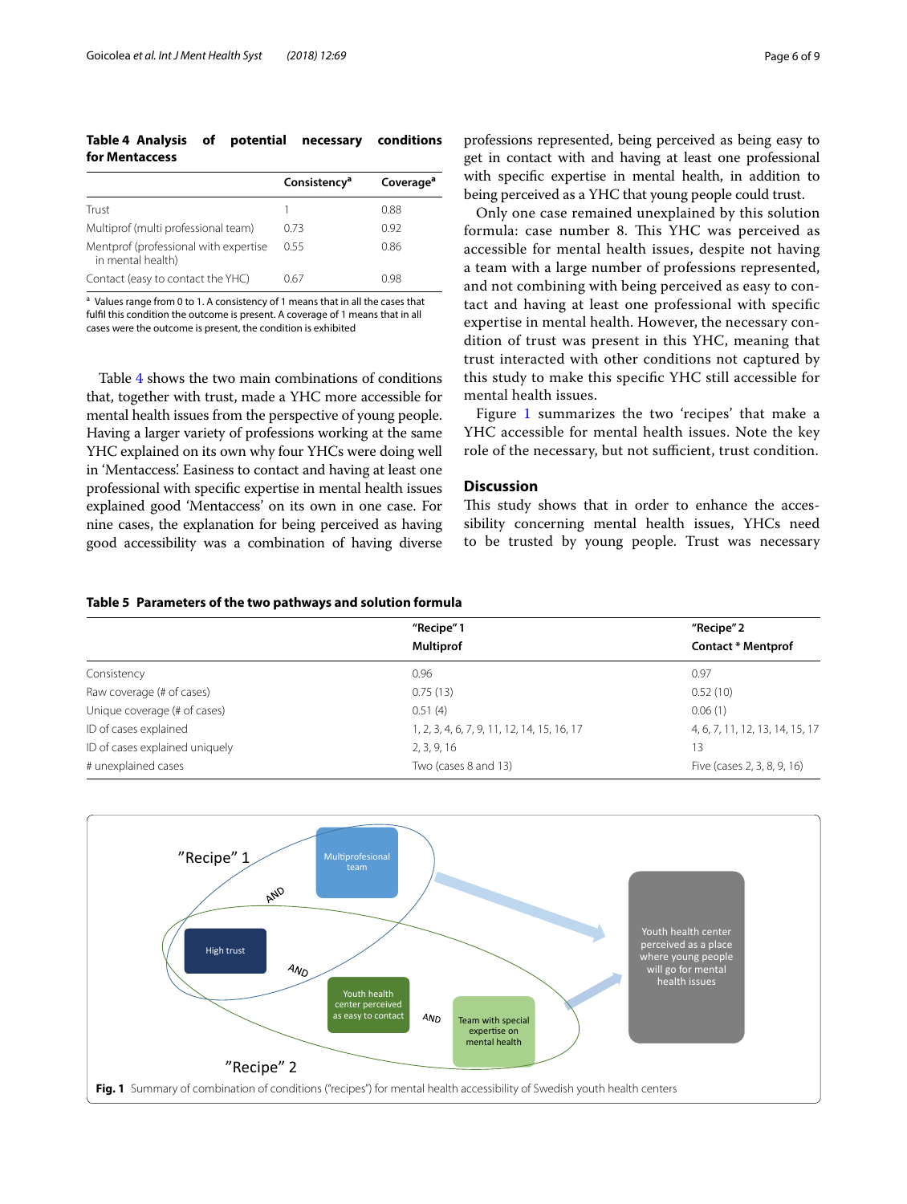**Table 4 Analysis of potential necessary conditions for Mentaccess**

| | Consistency[a] | Coverage[a] |
|---|---|---|
| Trust | 1 | 0.88 |
| Multiprof (multi professional team) | 0.73 | 0.92 |
| Mentprof (professional with expertise in mental health) | 0.55 | 0.86 |
| Contact (easy to contact the YHC) | 0.67 | 0.98 |

[a] Values range from 0 to 1. A consistency of 1 means that in all the cases that fulfil this condition the outcome is present. A coverage of 1 means that in all cases were the outcome is present, the condition is exhibited

Table 4 shows the two main combinations of conditions that, together with trust, made a YHC more accessible for mental health issues from the perspective of young people. Having a larger variety of professions working at the same YHC explained on its own why four YHCs were doing well in 'Mentaccess'. Easiness to contact and having at least one professional with specific expertise in mental health issues explained good 'Mentaccess' on its own in one case. For nine cases, the explanation for being perceived as having good accessibility was a combination of having diverse professions represented, being perceived as being easy to get in contact with and having at least one professional with specific expertise in mental health, in addition to being perceived as a YHC that young people could trust.

Only one case remained unexplained by this solution formula: case number 8. This YHC was perceived as accessible for mental health issues, despite not having a team with a large number of professions represented, and not combining with being perceived as easy to contact and having at least one professional with specific expertise in mental health. However, the necessary condition of trust was present in this YHC, meaning that trust interacted with other conditions not captured by this study to make this specific YHC still accessible for mental health issues.

Figure 1 summarizes the two 'recipes' that make a YHC accessible for mental health issues. Note the key role of the necessary, but not sufficient, trust condition.

## Discussion

This study shows that in order to enhance the accessibility concerning mental health issues, YHCs need to be trusted by young people. Trust was necessary

**Table 5 Parameters of the two pathways and solution formula**

| | "Recipe" 1<br>Multiprof | "Recipe" 2<br>Contact * Mentprof |
|---|---|---|
| Consistency | 0.96 | 0.97 |
| Raw coverage (# of cases) | 0.75 (13) | 0.52 (10) |
| Unique coverage (# of cases) | 0.51 (4) | 0.06 (1) |
| ID of cases explained | 1, 2, 3, 4, 6, 7, 9, 11, 12, 14, 15, 16, 17 | 4, 6, 7, 11, 12, 13, 14, 15, 17 |
| ID of cases explained uniquely | 2, 3, 9, 16 | 13 |
| # unexplained cases | Two (cases 8 and 13) | Five (cases 2, 3, 8, 9, 16) |

**Fig. 1** Summary of combination of conditions ("recipes") for mental health accessibility of Swedish youth health centers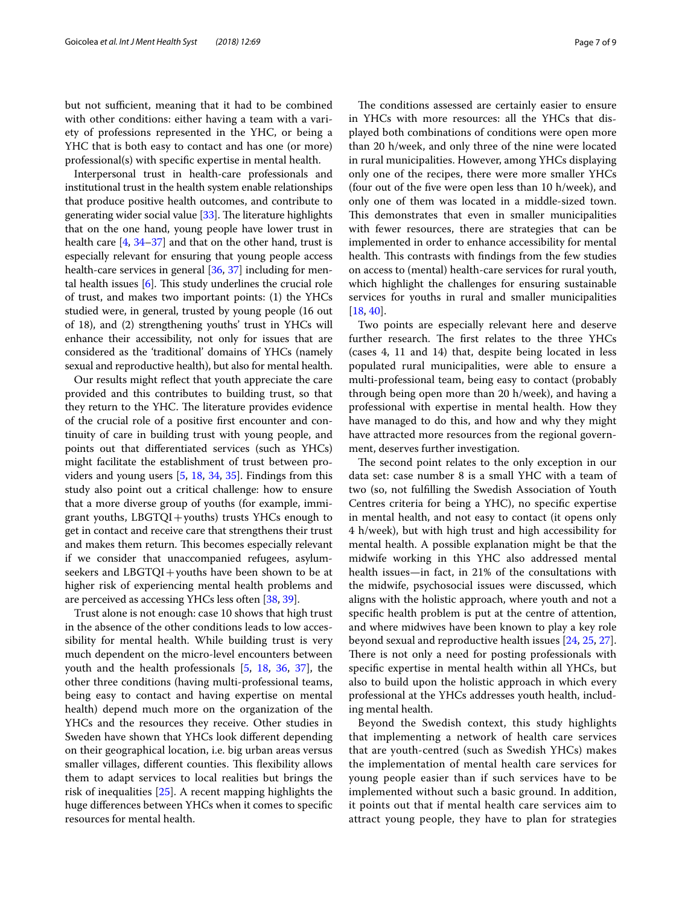but not sufficient, meaning that it had to be combined with other conditions: either having a team with a variety of professions represented in the YHC, or being a YHC that is both easy to contact and has one (or more) professional(s) with specific expertise in mental health.

Interpersonal trust in health-care professionals and institutional trust in the health system enable relationships that produce positive health outcomes, and contribute to generating wider social value [33]. The literature highlights that on the one hand, young people have lower trust in health care [4, 34–37] and that on the other hand, trust is especially relevant for ensuring that young people access health-care services in general [36, 37] including for mental health issues [6]. This study underlines the crucial role of trust, and makes two important points: (1) the YHCs studied were, in general, trusted by young people (16 out of 18), and (2) strengthening youths' trust in YHCs will enhance their accessibility, not only for issues that are considered as the 'traditional' domains of YHCs (namely sexual and reproductive health), but also for mental health.

Our results might reflect that youth appreciate the care provided and this contributes to building trust, so that they return to the YHC. The literature provides evidence of the crucial role of a positive first encounter and continuity of care in building trust with young people, and points out that differentiated services (such as YHCs) might facilitate the establishment of trust between providers and young users [5, 18, 34, 35]. Findings from this study also point out a critical challenge: how to ensure that a more diverse group of youths (for example, immigrant youths, LBGTQI+youths) trusts YHCs enough to get in contact and receive care that strengthens their trust and makes them return. This becomes especially relevant if we consider that unaccompanied refugees, asylum-seekers and LBGTQI+youths have been shown to be at higher risk of experiencing mental health problems and are perceived as accessing YHCs less often [38, 39].

Trust alone is not enough: case 10 shows that high trust in the absence of the other conditions leads to low accessibility for mental health. While building trust is very much dependent on the micro-level encounters between youth and the health professionals [5, 18, 36, 37], the other three conditions (having multi-professional teams, being easy to contact and having expertise on mental health) depend much more on the organization of the YHCs and the resources they receive. Other studies in Sweden have shown that YHCs look different depending on their geographical location, i.e. big urban areas versus smaller villages, different counties. This flexibility allows them to adapt services to local realities but brings the risk of inequalities [25]. A recent mapping highlights the huge differences between YHCs when it comes to specific resources for mental health.

The conditions assessed are certainly easier to ensure in YHCs with more resources: all the YHCs that displayed both combinations of conditions were open more than 20 h/week, and only three of the nine were located in rural municipalities. However, among YHCs displaying only one of the recipes, there were more smaller YHCs (four out of the five were open less than 10 h/week), and only one of them was located in a middle-sized town. This demonstrates that even in smaller municipalities with fewer resources, there are strategies that can be implemented in order to enhance accessibility for mental health. This contrasts with findings from the few studies on access to (mental) health-care services for rural youth, which highlight the challenges for ensuring sustainable services for youths in rural and smaller municipalities [18, 40].

Two points are especially relevant here and deserve further research. The first relates to the three YHCs (cases 4, 11 and 14) that, despite being located in less populated rural municipalities, were able to ensure a multi-professional team, being easy to contact (probably through being open more than 20 h/week), and having a professional with expertise in mental health. How they have managed to do this, and how and why they might have attracted more resources from the regional government, deserves further investigation.

The second point relates to the only exception in our data set: case number 8 is a small YHC with a team of two (so, not fulfilling the Swedish Association of Youth Centres criteria for being a YHC), no specific expertise in mental health, and not easy to contact (it opens only 4 h/week), but with high trust and high accessibility for mental health. A possible explanation might be that the midwife working in this YHC also addressed mental health issues—in fact, in 21% of the consultations with the midwife, psychosocial issues were discussed, which aligns with the holistic approach, where youth and not a specific health problem is put at the centre of attention, and where midwives have been known to play a key role beyond sexual and reproductive health issues [24, 25, 27]. There is not only a need for posting professionals with specific expertise in mental health within all YHCs, but also to build upon the holistic approach in which every professional at the YHCs addresses youth health, including mental health.

Beyond the Swedish context, this study highlights that implementing a network of health care services that are youth-centred (such as Swedish YHCs) makes the implementation of mental health care services for young people easier than if such services have to be implemented without such a basic ground. In addition, it points out that if mental health care services aim to attract young people, they have to plan for strategies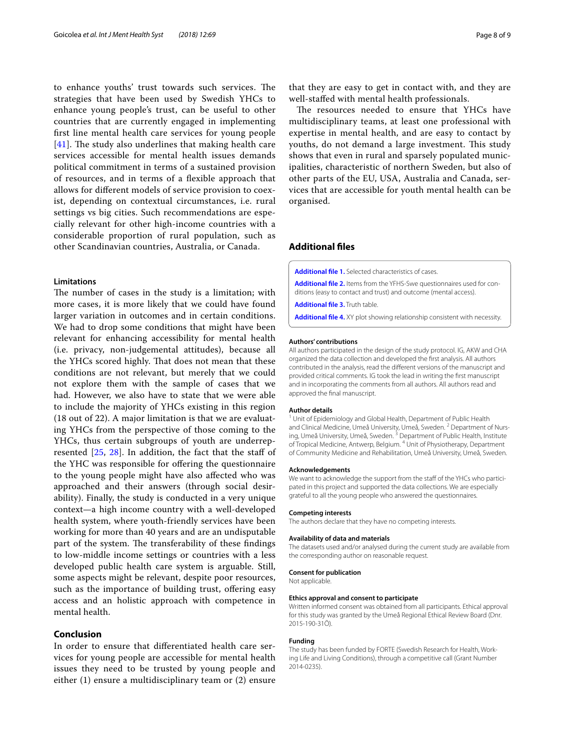to enhance youths' trust towards such services. The strategies that have been used by Swedish YHCs to enhance young people's trust, can be useful to other countries that are currently engaged in implementing first line mental health care services for young people [41]. The study also underlines that making health care services accessible for mental health issues demands political commitment in terms of a sustained provision of resources, and in terms of a flexible approach that allows for different models of service provision to coexist, depending on contextual circumstances, i.e. rural settings vs big cities. Such recommendations are especially relevant for other high-income countries with a considerable proportion of rural population, such as other Scandinavian countries, Australia, or Canada.

### Limitations

The number of cases in the study is a limitation; with more cases, it is more likely that we could have found larger variation in outcomes and in certain conditions. We had to drop some conditions that might have been relevant for enhancing accessibility for mental health (i.e. privacy, non-judgemental attitudes), because all the YHCs scored highly. That does not mean that these conditions are not relevant, but merely that we could not explore them with the sample of cases that we had. However, we also have to state that we were able to include the majority of YHCs existing in this region (18 out of 22). A major limitation is that we are evaluating YHCs from the perspective of those coming to the YHCs, thus certain subgroups of youth are underrepresented [25, 28]. In addition, the fact that the staff of the YHC was responsible for offering the questionnaire to the young people might have also affected who was approached and their answers (through social desirability). Finally, the study is conducted in a very unique context—a high income country with a well-developed health system, where youth-friendly services have been working for more than 40 years and are an undisputable part of the system. The transferability of these findings to low-middle income settings or countries with a less developed public health care system is arguable. Still, some aspects might be relevant, despite poor resources, such as the importance of building trust, offering easy access and an holistic approach with competence in mental health.

## Conclusion

In order to ensure that differentiated health care services for young people are accessible for mental health issues they need to be trusted by young people and either (1) ensure a multidisciplinary team or (2) ensure that they are easy to get in contact with, and they are well-staffed with mental health professionals.

The resources needed to ensure that YHCs have multidisciplinary teams, at least one professional with expertise in mental health, and are easy to contact by youths, do not demand a large investment. This study shows that even in rural and sparsely populated municipalities, characteristic of northern Sweden, but also of other parts of the EU, USA, Australia and Canada, services that are accessible for youth mental health can be organised.

## Additional files

**Additional file 1.** Selected characteristics of cases.

**Additional file 2.** Items from the YFHS-Swe questionnaires used for conditions (easy to contact and trust) and outcome (mental access).

**Additional file 3.** Truth table.

**Additional file 4.** XY plot showing relationship consistent with necessity.

#### Authors' contributions

All authors participated in the design of the study protocol. IG, AKW and CHA organized the data collection and developed the first analysis. All authors contributed in the analysis, read the different versions of the manuscript and provided critical comments. IG took the lead in writing the first manuscript and in incorporating the comments from all authors. All authors read and approved the final manuscript.

#### Author details

[1] Unit of Epidemiology and Global Health, Department of Public Health and Clinical Medicine, Umeå University, Umeå, Sweden. [2] Department of Nursing, Umeå University, Umeå, Sweden. [3] Department of Public Health, Institute of Tropical Medicine, Antwerp, Belgium. [4] Unit of Physiotherapy, Department of Community Medicine and Rehabilitation, Umeå University, Umeå, Sweden.

#### Acknowledgements

We want to acknowledge the support from the staff of the YHCs who participated in this project and supported the data collections. We are especially grateful to all the young people who answered the questionnaires.

#### Competing interests

The authors declare that they have no competing interests.

#### Availability of data and materials

The datasets used and/or analysed during the current study are available from the corresponding author on reasonable request.

#### Consent for publication

Not applicable.

#### Ethics approval and consent to participate

Written informed consent was obtained from all participants. Ethical approval for this study was granted by the Umeå Regional Ethical Review Board (Dnr. 2015-190-31Ö).

#### Funding

The study has been funded by FORTE (Swedish Research for Health, Working Life and Living Conditions), through a competitive call (Grant Number 2014-0235).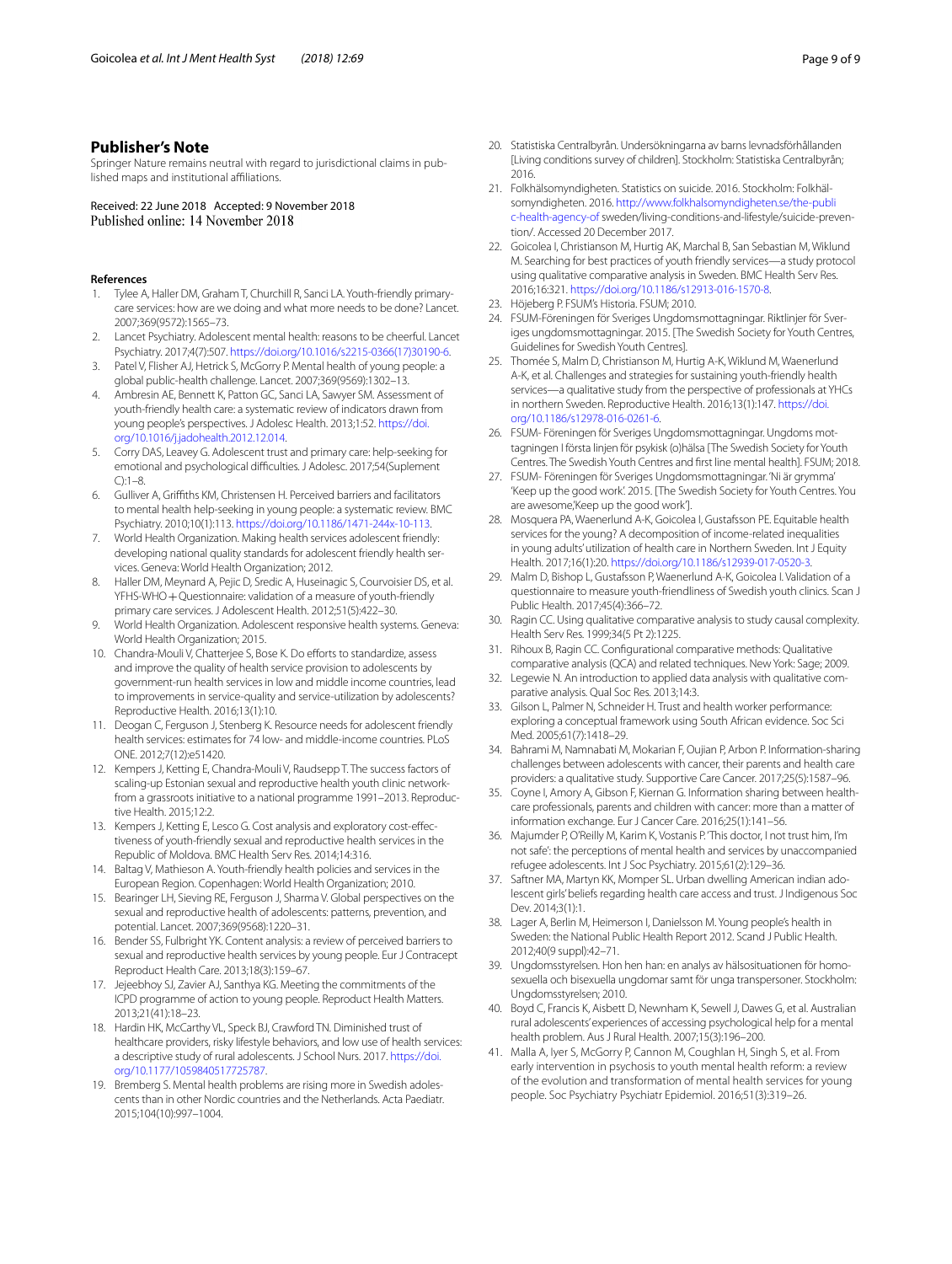## Publisher's Note

Springer Nature remains neutral with regard to jurisdictional claims in published maps and institutional affiliations.

Received: 22 June 2018 Accepted: 9 November 2018
Published online: 14 November 2018

## References

1. Tylee A, Haller DM, Graham T, Churchill R, Sanci LA. Youth-friendly primary-care services: how are we doing and what more needs to be done? Lancet. 2007;369(9572):1565–73.
2. Lancet Psychiatry. Adolescent mental health: reasons to be cheerful. Lancet Psychiatry. 2017;4(7):507. https://doi.org/10.1016/s2215-0366(17)30190-6.
3. Patel V, Flisher AJ, Hetrick S, McGorry P. Mental health of young people: a global public-health challenge. Lancet. 2007;369(9569):1302–13.
4. Ambresin AE, Bennett K, Patton GC, Sanci LA, Sawyer SM. Assessment of youth-friendly health care: a systematic review of indicators drawn from young people's perspectives. J Adolesc Health. 2013;1:52. https://doi.org/10.1016/j.jadohealth.2012.12.014.
5. Corry DAS, Leavey G. Adolescent trust and primary care: help-seeking for emotional and psychological difficulties. J Adolesc. 2017;54(Suplement C):1–8.
6. Gulliver A, Griffiths KM, Christensen H. Perceived barriers and facilitators to mental health help-seeking in young people: a systematic review. BMC Psychiatry. 2010;10(1):113. https://doi.org/10.1186/1471-244x-10-113.
7. World Health Organization. Making health services adolescent friendly: developing national quality standards for adolescent friendly health services. Geneva: World Health Organization; 2012.
8. Haller DM, Meynard A, Pejic D, Sredic A, Huseinagic S, Courvoisier DS, et al. YFHS-WHO + Questionnaire: validation of a measure of youth-friendly primary care services. J Adolescent Health. 2012;51(5):422–30.
9. World Health Organization. Adolescent responsive health systems. Geneva: World Health Organization; 2015.
10. Chandra-Mouli V, Chatterjee S, Bose K. Do efforts to standardize, assess and improve the quality of health service provision to adolescents by government-run health services in low and middle income countries, lead to improvements in service-quality and service-utilization by adolescents? Reproductive Health. 2016;13(1):10.
11. Deogan C, Ferguson J, Stenberg K. Resource needs for adolescent friendly health services: estimates for 74 low- and middle-income countries. PLoS ONE. 2012;7(12):e51420.
12. Kempers J, Ketting E, Chandra-Mouli V, Raudsepp T. The success factors of scaling-up Estonian sexual and reproductive health youth clinic network-from a grassroots initiative to a national programme 1991–2013. Reproductive Health. 2015;12:2.
13. Kempers J, Ketting E, Lesco G. Cost analysis and exploratory cost-effectiveness of youth-friendly sexual and reproductive health services in the Republic of Moldova. BMC Health Serv Res. 2014;14:316.
14. Baltag V, Mathieson A. Youth-friendly health policies and services in the European Region. Copenhagen: World Health Organization; 2010.
15. Bearinger LH, Sieving RE, Ferguson J, Sharma V. Global perspectives on the sexual and reproductive health of adolescents: patterns, prevention, and potential. Lancet. 2007;369(9568):1220–31.
16. Bender SS, Fulbright YK. Content analysis: a review of perceived barriers to sexual and reproductive health services by young people. Eur J Contracept Reproduct Health Care. 2013;18(3):159–67.
17. Jejeebhoy SJ, Zavier AJ, Santhya KG. Meeting the commitments of the ICPD programme of action to young people. Reproduct Health Matters. 2013;21(41):18–23.
18. Hardin HK, McCarthy VL, Speck BJ, Crawford TN. Diminished trust of healthcare providers, risky lifestyle behaviors, and low use of health services: a descriptive study of rural adolescents. J School Nurs. 2017. https://doi.org/10.1177/1059840517725787.
19. Bremberg S. Mental health problems are rising more in Swedish adolescents than in other Nordic countries and the Netherlands. Acta Paediatr. 2015;104(10):997–1004.
20. Statistiska Centralbyrån. Undersökningarna av barns levnadsförhållanden [Living conditions survey of children]. Stockholm: Statistiska Centralbyrån; 2016.
21. Folkhälsomyndigheten. Statistics on suicide. 2016. Stockholm: Folkhälsomyndigheten. 2016. http://www.folkhalsomyndigheten.se/the-public-health-agency-of sweden/living-conditions-and-lifestyle/suicide-prevention/. Accessed 20 December 2017.
22. Goicolea I, Christianson M, Hurtig AK, Marchal B, San Sebastian M, Wiklund M. Searching for best practices of youth friendly services—a study protocol using qualitative comparative analysis in Sweden. BMC Health Serv Res. 2016;16:321. https://doi.org/10.1186/s12913-016-1570-8.
23. Höjeberg P. FSUM's Historia. FSUM; 2010.
24. FSUM-Föreningen för Sveriges Ungdomsmottagningar. Riktlinjer för Sveriges ungdomsmottagningar. 2015. [The Swedish Society for Youth Centres, Guidelines for Swedish Youth Centres].
25. Thomée S, Malm D, Christianson M, Hurtig A-K, Wiklund M, Waenerlund A-K, et al. Challenges and strategies for sustaining youth-friendly health services—a qualitative study from the perspective of professionals at YHCs in northern Sweden. Reproductive Health. 2016;13(1):147. https://doi.org/10.1186/s12978-016-0261-6.
26. FSUM- Föreningen för Sveriges Ungdomsmottagningar. Ungdoms mottagningen I första linjen för psykisk (o)hälsa [The Swedish Society for Youth Centres. The Swedish Youth Centres and first line mental health]. FSUM; 2018.
27. FSUM- Föreningen för Sveriges Ungdomsmottagningar. 'Ni är grymma' 'Keep up the good work'. 2015. [The Swedish Society for Youth Centres. You are awesome,'Keep up the good work'].
28. Mosquera PA, Waenerlund A-K, Goicolea I, Gustafsson PE. Equitable health services for the young? A decomposition of income-related inequalities in young adults' utilization of health care in Northern Sweden. Int J Equity Health. 2017;16(1):20. https://doi.org/10.1186/s12939-017-0520-3.
29. Malm D, Bishop L, Gustafsson P, Waenerlund A-K, Goicolea I. Validation of a questionnaire to measure youth-friendliness of Swedish youth clinics. Scan J Public Health. 2017;45(4):366–72.
30. Ragin CC. Using qualitative comparative analysis to study causal complexity. Health Serv Res. 1999;34(5 Pt 2):1225.
31. Rihoux B, Ragin CC. Configurational comparative methods: Qualitative comparative analysis (QCA) and related techniques. New York: Sage; 2009.
32. Legewie N. An introduction to applied data analysis with qualitative comparative analysis. Qual Soc Res. 2013;14:3.
33. Gilson L, Palmer N, Schneider H. Trust and health worker performance: exploring a conceptual framework using South African evidence. Soc Sci Med. 2005;61(7):1418–29.
34. Bahrami M, Namnabati M, Mokarian F, Oujian P, Arbon P. Information-sharing challenges between adolescents with cancer, their parents and health care providers: a qualitative study. Supportive Care Cancer. 2017;25(5):1587–96.
35. Coyne I, Amory A, Gibson F, Kiernan G. Information sharing between healthcare professionals, parents and children with cancer: more than a matter of information exchange. Eur J Cancer Care. 2016;25(1):141–56.
36. Majumder P, O'Reilly M, Karim K, Vostanis P. 'This doctor, I not trust him, I'm not safe': the perceptions of mental health and services by unaccompanied refugee adolescents. Int J Soc Psychiatry. 2015;61(2):129–36.
37. Saftner MA, Martyn KK, Momper SL. Urban dwelling American indian adolescent girls' beliefs regarding health care access and trust. J Indigenous Soc Dev. 2014;3(1):1.
38. Lager A, Berlin M, Heimerson I, Danielsson M. Young people's health in Sweden: the National Public Health Report 2012. Scand J Public Health. 2012;40(9 suppl):42–71.
39. Ungdomsstyrelsen. Hon hen han: en analys av hälsosituationen för homosexuella och bisexuella ungdomar samt för unga transpersoner. Stockholm: Ungdomsstyrelsen; 2010.
40. Boyd C, Francis K, Aisbett D, Newnham K, Sewell J, Dawes G, et al. Australian rural adolescents' experiences of accessing psychological help for a mental health problem. Aus J Rural Health. 2007;15(3):196–200.
41. Malla A, Iyer S, McGorry P, Cannon M, Coughlan H, Singh S, et al. From early intervention in psychosis to youth mental health reform: a review of the evolution and transformation of mental health services for young people. Soc Psychiatry Psychiatr Epidemiol. 2016;51(3):319–26.